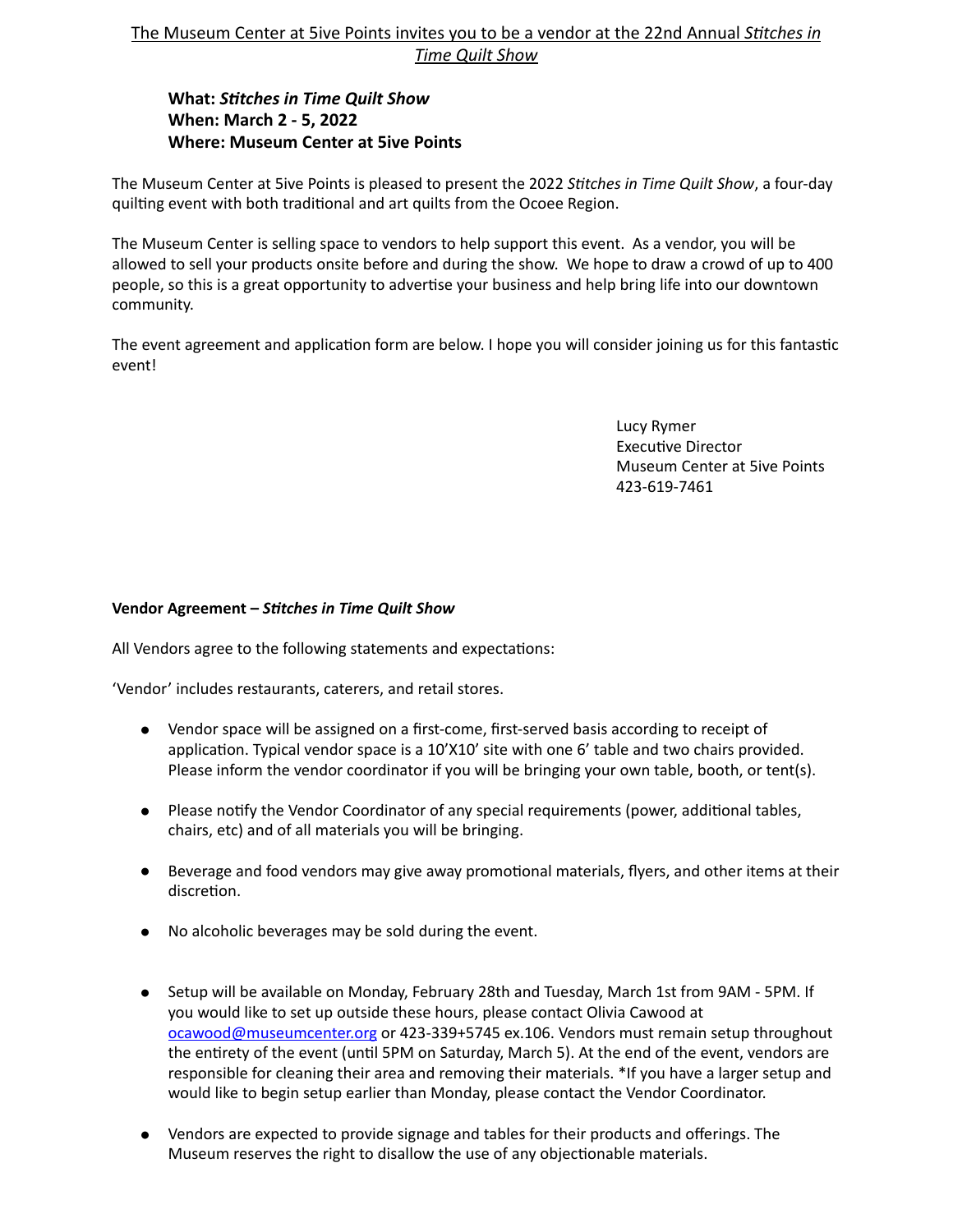The Museum Center at 5ive Points invites you to be a vendor at the 22nd Annual *Stitches in Time Quilt Show*

**What: *Stitches in Time Quilt Show***
**When: March 2 - 5, 2022**
**Where: Museum Center at 5ive Points**

The Museum Center at 5ive Points is pleased to present the 2022 *Stitches in Time Quilt Show*, a four-day quilting event with both traditional and art quilts from the Ocoee Region.

The Museum Center is selling space to vendors to help support this event. As a vendor, you will be allowed to sell your products onsite before and during the show. We hope to draw a crowd of up to 400 people, so this is a great opportunity to advertise your business and help bring life into our downtown community.

The event agreement and application form are below. I hope you will consider joining us for this fantastic event!

Lucy Rymer
Executive Director
Museum Center at 5ive Points
423-619-7461

**Vendor Agreement – *Stitches in Time Quilt Show***

All Vendors agree to the following statements and expectations:

'Vendor' includes restaurants, caterers, and retail stores.

- Vendor space will be assigned on a first-come, first-served basis according to receipt of application. Typical vendor space is a 10'X10' site with one 6' table and two chairs provided. Please inform the vendor coordinator if you will be bringing your own table, booth, or tent(s).

- Please notify the Vendor Coordinator of any special requirements (power, additional tables, chairs, etc) and of all materials you will be bringing.

- Beverage and food vendors may give away promotional materials, flyers, and other items at their discretion.

- No alcoholic beverages may be sold during the event.

- Setup will be available on Monday, February 28th and Tuesday, March 1st from 9AM - 5PM. If you would like to set up outside these hours, please contact Olivia Cawood at ocawood@museumcenter.org or 423-339+5745 ex.106. Vendors must remain setup throughout the entirety of the event (until 5PM on Saturday, March 5). At the end of the event, vendors are responsible for cleaning their area and removing their materials. *If you have a larger setup and would like to begin setup earlier than Monday, please contact the Vendor Coordinator.

- Vendors are expected to provide signage and tables for their products and offerings. The Museum reserves the right to disallow the use of any objectionable materials.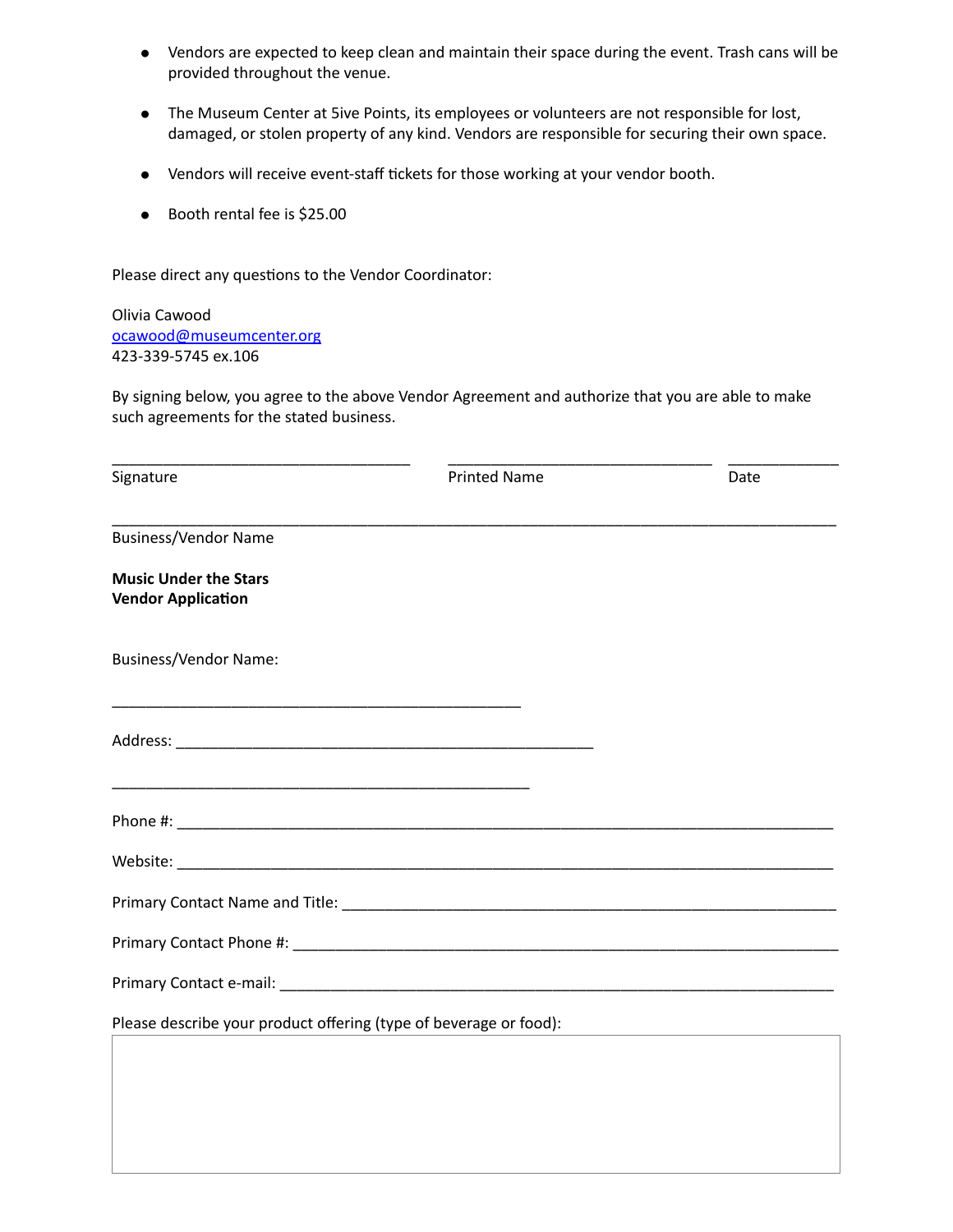- Vendors are expected to keep clean and maintain their space during the event. Trash cans will be provided throughout the venue.
- The Museum Center at 5ive Points, its employees or volunteers are not responsible for lost, damaged, or stolen property of any kind. Vendors are responsible for securing their own space.
- Vendors will receive event-staff tickets for those working at your vendor booth.
- Booth rental fee is $25.00

Please direct any questions to the Vendor Coordinator:

Olivia Cawood
ocawood@museumcenter.org
423-339-5745 ex.106

By signing below, you agree to the above Vendor Agreement and authorize that you are able to make such agreements for the stated business.

___________________________________ ________________________________ _____________
Signature Printed Name Date

_____________________________________________________________________________________
Business/Vendor Name

**Music Under the Stars**
**Vendor Application**

Business/Vendor Name:

________________________________________________

Address: _________________________________________________

_________________________________________________

Phone #: _____________________________________________________________________________

Website: _____________________________________________________________________________

Primary Contact Name and Title: _____________________________________________________________

Primary Contact Phone #: ________________________________________________________________

Primary Contact e-mail: _________________________________________________________________

Please describe your product offering (type of beverage or food):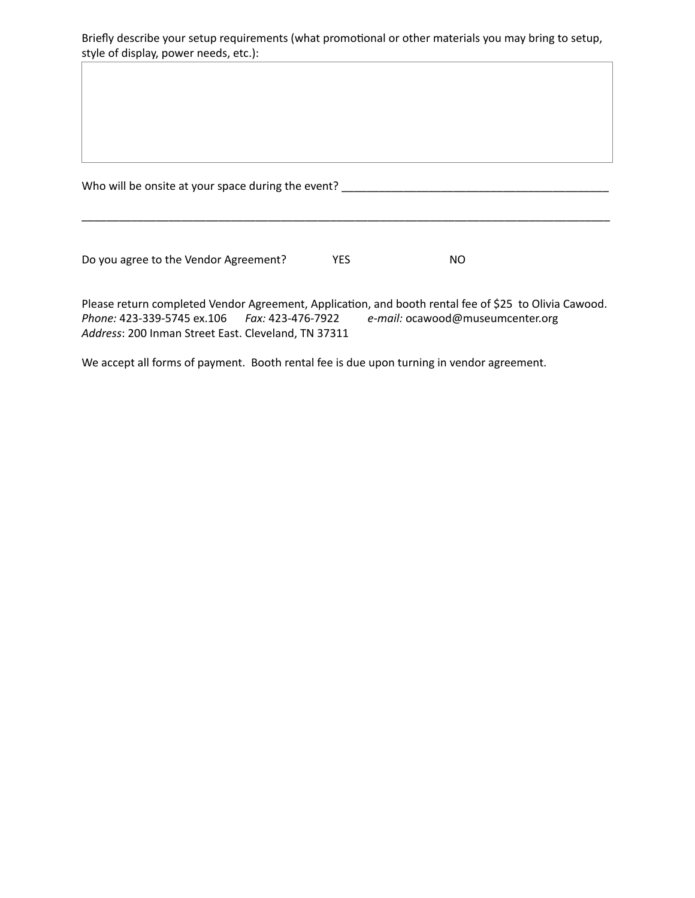Briefly describe your setup requirements (what promotional or other materials you may bring to setup, style of display, power needs, etc.):

| |
|---|
| |

Who will be onsite at your space during the event? ____________________________________________

__________________________________________________________________________________________

Do you agree to the Vendor Agreement? YES NO

Please return completed Vendor Agreement, Application, and booth rental fee of $25 to Olivia Cawood.
*Phone:* 423-339-5745 ex.106 *Fax:* 423-476-7922 *e-mail:* ocawood@museumcenter.org
*Address*: 200 Inman Street East. Cleveland, TN 37311

We accept all forms of payment. Booth rental fee is due upon turning in vendor agreement.